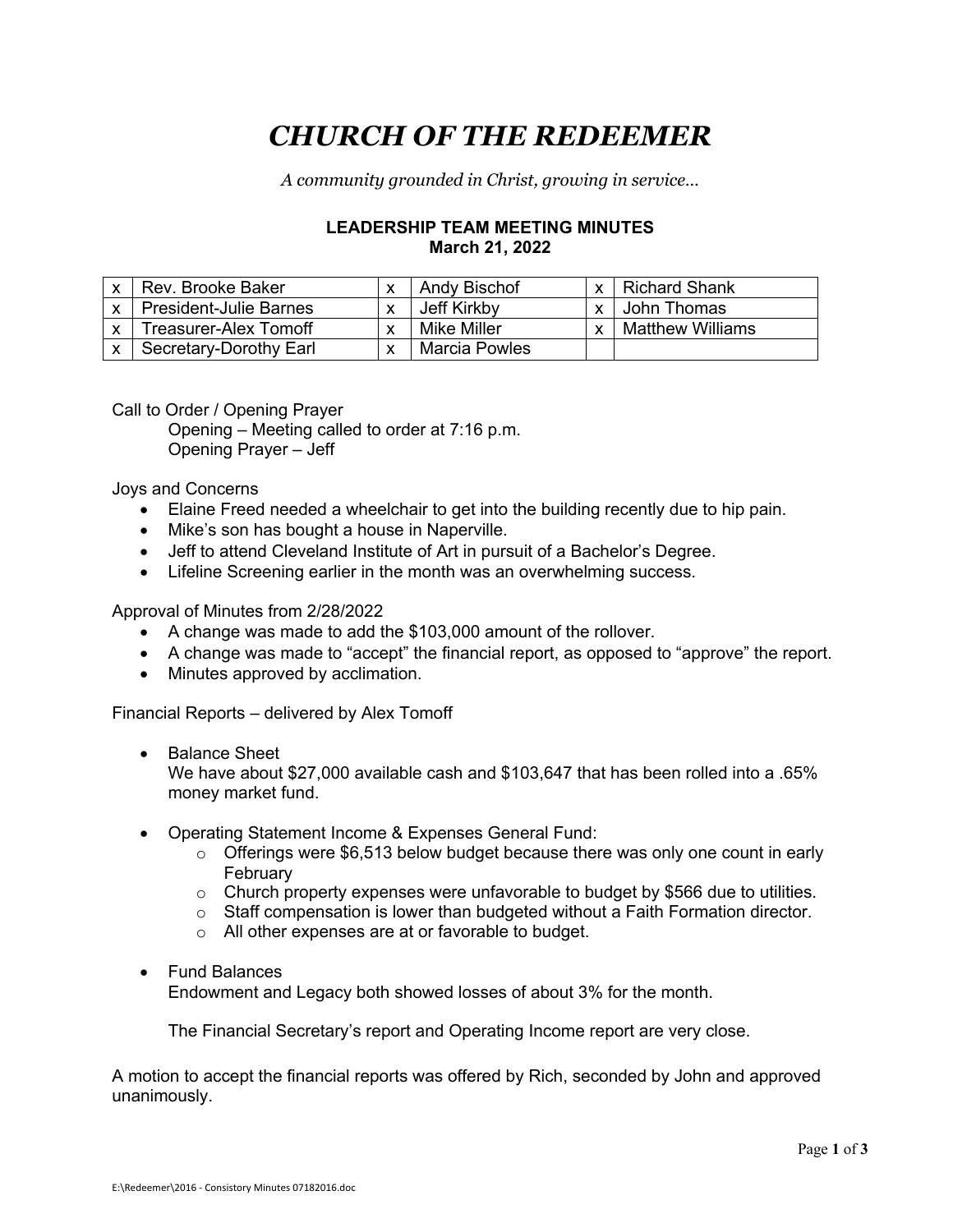# *CHURCH OF THE REDEEMER*

*A community grounded in Christ, growing in service…*

**LEADERSHIP TEAM MEETING MINUTES**
**March 21, 2022**

| | | | | | |
|---|---|---|---|---|---|
| x | Rev. Brooke Baker | x | Andy Bischof | x | Richard Shank |
| x | President-Julie Barnes | x | Jeff Kirkby | x | John Thomas |
| x | Treasurer-Alex Tomoff | x | Mike Miller | x | Matthew Williams |
| x | Secretary-Dorothy Earl | x | Marcia Powles | | |

Call to Order / Opening Prayer

Opening – Meeting called to order at 7:16 p.m.
Opening Prayer – Jeff

Joys and Concerns

- Elaine Freed needed a wheelchair to get into the building recently due to hip pain.
- Mike's son has bought a house in Naperville.
- Jeff to attend Cleveland Institute of Art in pursuit of a Bachelor's Degree.
- Lifeline Screening earlier in the month was an overwhelming success.

Approval of Minutes from 2/28/2022

- A change was made to add the $103,000 amount of the rollover.
- A change was made to "accept" the financial report, as opposed to "approve" the report.
- Minutes approved by acclimation.

Financial Reports – delivered by Alex Tomoff

- Balance Sheet
  We have about $27,000 available cash and $103,647 that has been rolled into a .65% money market fund.

- Operating Statement Income & Expenses General Fund:
  - Offerings were $6,513 below budget because there was only one count in early February
  - Church property expenses were unfavorable to budget by $566 due to utilities.
  - Staff compensation is lower than budgeted without a Faith Formation director.
  - All other expenses are at or favorable to budget.

- Fund Balances
  Endowment and Legacy both showed losses of about 3% for the month.

  The Financial Secretary's report and Operating Income report are very close.

A motion to accept the financial reports was offered by Rich, seconded by John and approved unanimously.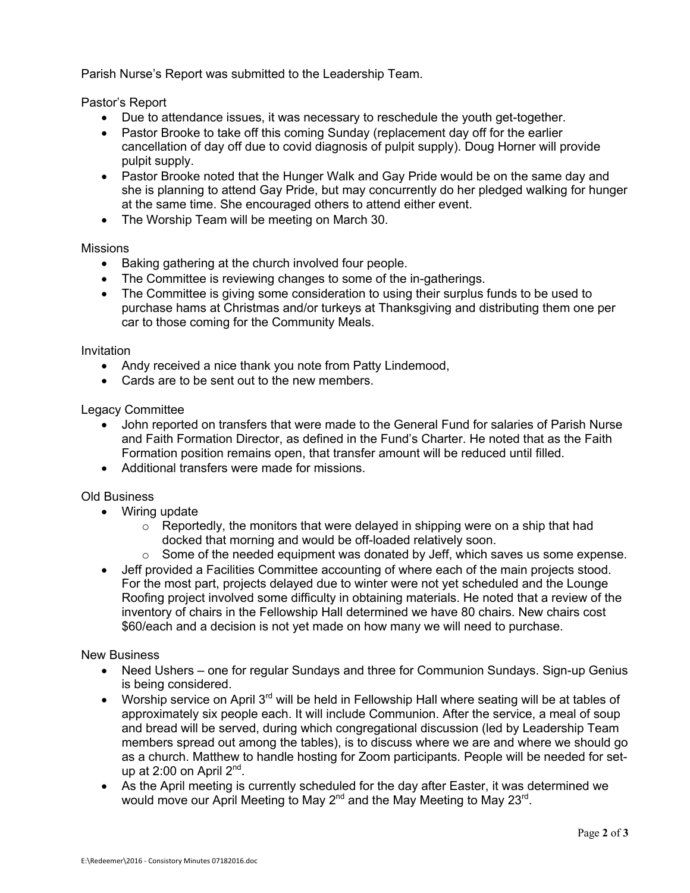Parish Nurse's Report was submitted to the Leadership Team.

Pastor's Report

- Due to attendance issues, it was necessary to reschedule the youth get-together.
- Pastor Brooke to take off this coming Sunday (replacement day off for the earlier cancellation of day off due to covid diagnosis of pulpit supply). Doug Horner will provide pulpit supply.
- Pastor Brooke noted that the Hunger Walk and Gay Pride would be on the same day and she is planning to attend Gay Pride, but may concurrently do her pledged walking for hunger at the same time. She encouraged others to attend either event.
- The Worship Team will be meeting on March 30.

Missions

- Baking gathering at the church involved four people.
- The Committee is reviewing changes to some of the in-gatherings.
- The Committee is giving some consideration to using their surplus funds to be used to purchase hams at Christmas and/or turkeys at Thanksgiving and distributing them one per car to those coming for the Community Meals.

Invitation

- Andy received a nice thank you note from Patty Lindemood,
- Cards are to be sent out to the new members.

Legacy Committee

- John reported on transfers that were made to the General Fund for salaries of Parish Nurse and Faith Formation Director, as defined in the Fund's Charter. He noted that as the Faith Formation position remains open, that transfer amount will be reduced until filled.
- Additional transfers were made for missions.

Old Business

- Wiring update
  - Reportedly, the monitors that were delayed in shipping were on a ship that had docked that morning and would be off-loaded relatively soon.
  - Some of the needed equipment was donated by Jeff, which saves us some expense.
- Jeff provided a Facilities Committee accounting of where each of the main projects stood. For the most part, projects delayed due to winter were not yet scheduled and the Lounge Roofing project involved some difficulty in obtaining materials. He noted that a review of the inventory of chairs in the Fellowship Hall determined we have 80 chairs. New chairs cost $60/each and a decision is not yet made on how many we will need to purchase.

New Business

- Need Ushers – one for regular Sundays and three for Communion Sundays. Sign-up Genius is being considered.
- Worship service on April 3rd will be held in Fellowship Hall where seating will be at tables of approximately six people each. It will include Communion. After the service, a meal of soup and bread will be served, during which congregational discussion (led by Leadership Team members spread out among the tables), is to discuss where we are and where we should go as a church. Matthew to handle hosting for Zoom participants. People will be needed for set-up at 2:00 on April 2nd.
- As the April meeting is currently scheduled for the day after Easter, it was determined we would move our April Meeting to May 2nd and the May Meeting to May 23rd.

E:\Redeemer\2016 - Consistory Minutes 07182016.doc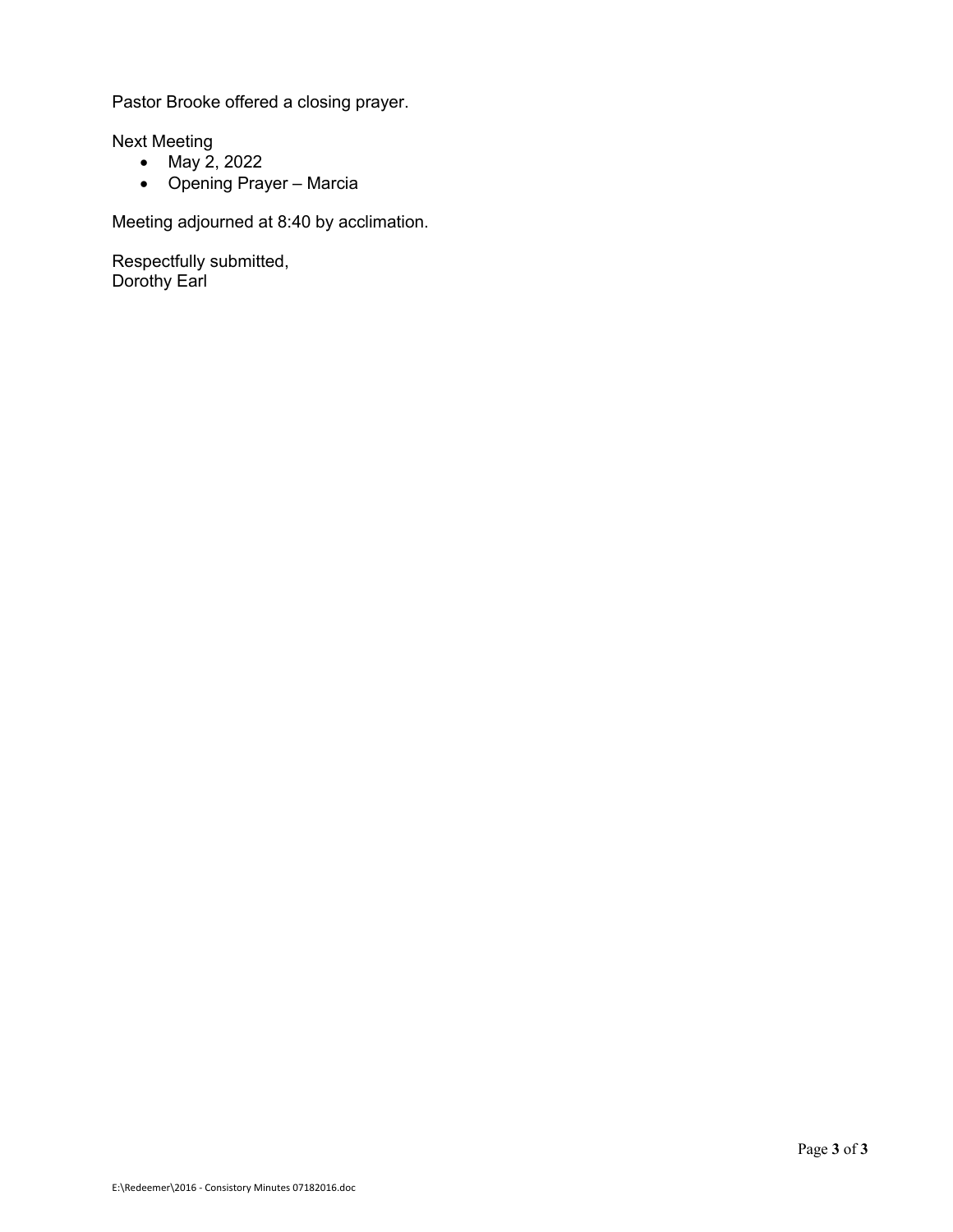Pastor Brooke offered a closing prayer.

Next Meeting

- May 2, 2022
- Opening Prayer – Marcia

Meeting adjourned at 8:40 by acclimation.

Respectfully submitted,
Dorothy Earl